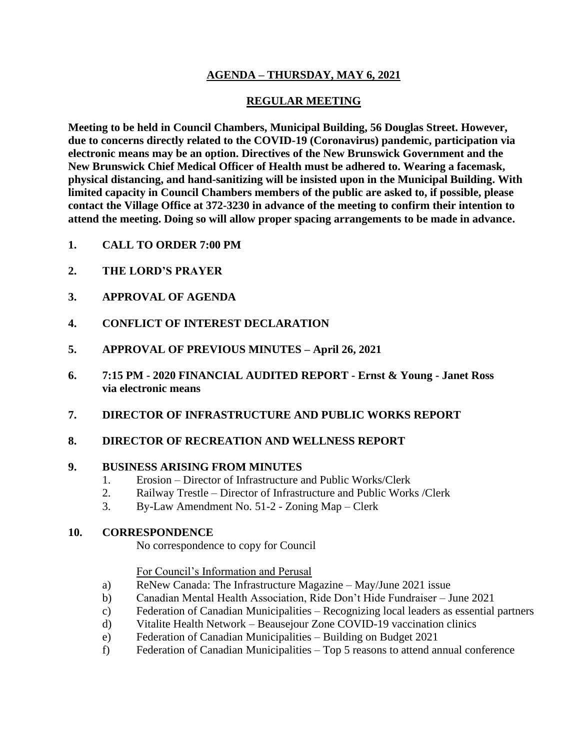# AGENDA – THURSDAY, MAY 6, 2021

## REGULAR MEETING

**Meeting to be held in Council Chambers, Municipal Building, 56 Douglas Street. However, due to concerns directly related to the COVID-19 (Coronavirus) pandemic, participation via electronic means may be an option. Directives of the New Brunswick Government and the New Brunswick Chief Medical Officer of Health must be adhered to. Wearing a facemask, physical distancing, and hand-sanitizing will be insisted upon in the Municipal Building. With limited capacity in Council Chambers members of the public are asked to, if possible, please contact the Village Office at 372-3230 in advance of the meeting to confirm their intention to attend the meeting. Doing so will allow proper spacing arrangements to be made in advance.**

**1. CALL TO ORDER 7:00 PM**

**2. THE LORD'S PRAYER**

**3. APPROVAL OF AGENDA**

**4. CONFLICT OF INTEREST DECLARATION**

**5. APPROVAL OF PREVIOUS MINUTES – April 26, 2021**

**6. 7:15 PM - 2020 FINANCIAL AUDITED REPORT - Ernst & Young - Janet Ross via electronic means**

**7. DIRECTOR OF INFRASTRUCTURE AND PUBLIC WORKS REPORT**

**8. DIRECTOR OF RECREATION AND WELLNESS REPORT**

**9. BUSINESS ARISING FROM MINUTES**

1. Erosion – Director of Infrastructure and Public Works/Clerk
2. Railway Trestle – Director of Infrastructure and Public Works /Clerk
3. By-Law Amendment No. 51-2 - Zoning Map – Clerk

**10. CORRESPONDENCE**

No correspondence to copy for Council

For Council's Information and Perusal

a) ReNew Canada: The Infrastructure Magazine – May/June 2021 issue
b) Canadian Mental Health Association, Ride Don't Hide Fundraiser – June 2021
c) Federation of Canadian Municipalities – Recognizing local leaders as essential partners
d) Vitalite Health Network – Beausejour Zone COVID-19 vaccination clinics
e) Federation of Canadian Municipalities – Building on Budget 2021
f) Federation of Canadian Municipalities – Top 5 reasons to attend annual conference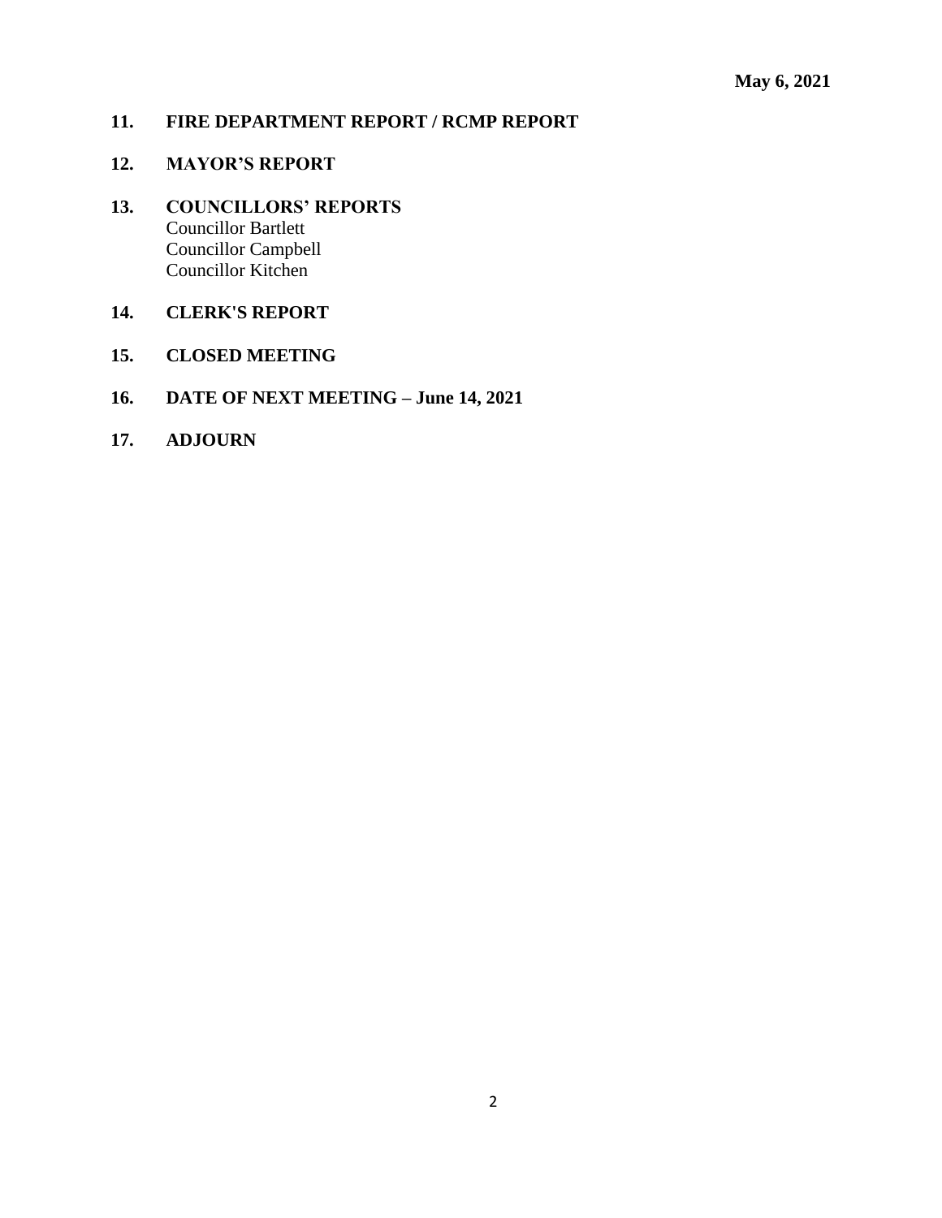**May 6, 2021**

**11. FIRE DEPARTMENT REPORT / RCMP REPORT**

**12. MAYOR'S REPORT**

**13. COUNCILLORS' REPORTS**

Councillor Bartlett
Councillor Campbell
Councillor Kitchen

**14. CLERK'S REPORT**

**15. CLOSED MEETING**

**16. DATE OF NEXT MEETING – June 14, 2021**

**17. ADJOURN**